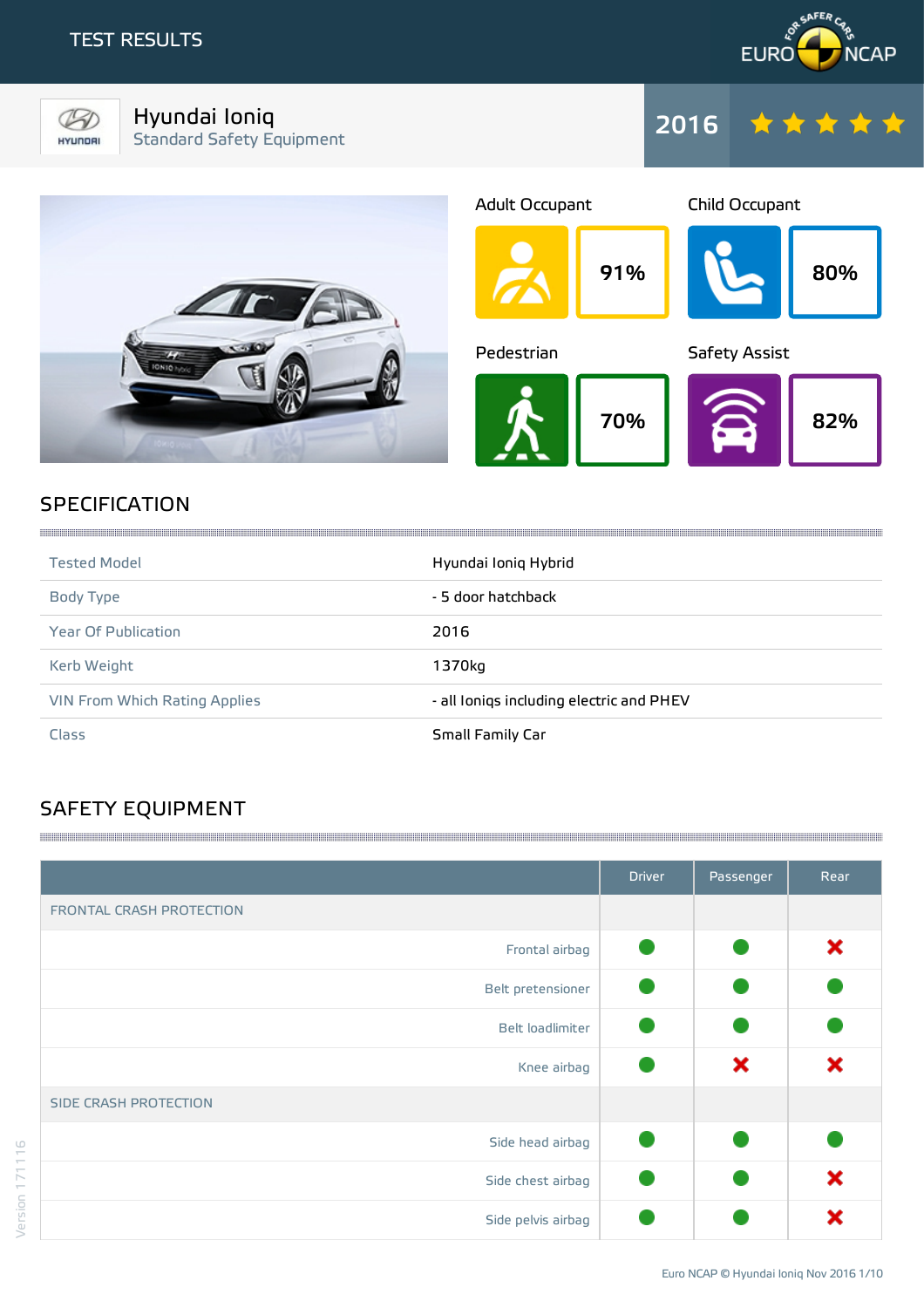# TEST RESULTS

## Hyundai Ioniq
Standard Safety Equipment

**2016** ★★★★★

| Adult Occupant | Child Occupant | Pedestrian | Safety Assist |
|---|---|---|---|
| 91% | 80% | 70% | 82% |

## SPECIFICATION

| | |
|---|---|
| Tested Model | Hyundai Ioniq Hybrid |
| Body Type | - 5 door hatchback |
| Year Of Publication | 2016 |
| Kerb Weight | 1370kg |
| VIN From Which Rating Applies | - all Ioniqs including electric and PHEV |
| Class | Small Family Car |

## SAFETY EQUIPMENT

| | Driver | Passenger | Rear |
|---|---|---|---|
| FRONTAL CRASH PROTECTION | | | |
| Frontal airbag | ● | ● | ✖ |
| Belt pretensioner | ● | ● | ● |
| Belt loadlimiter | ● | ● | ● |
| Knee airbag | ● | ✖ | ✖ |
| SIDE CRASH PROTECTION | | | |
| Side head airbag | ● | ● | ● |
| Side chest airbag | ● | ● | ✖ |
| Side pelvis airbag | ● | ● | ✖ |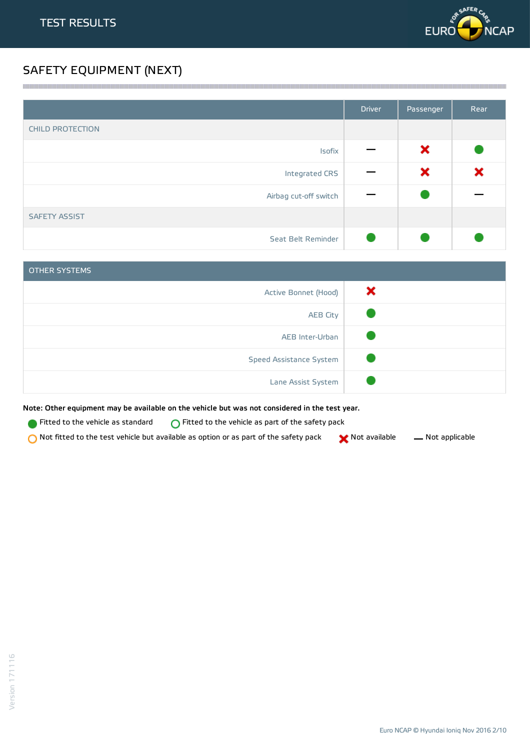TEST RESULTS

## SAFETY EQUIPMENT (NEXT)

| | Driver | Passenger | Rear |
|---|---|---|---|
| CHILD PROTECTION | | | |
| Isofix | — | ✖ | ● |
| Integrated CRS | — | ✖ | ✖ |
| Airbag cut-off switch | — | ● | — |
| SAFETY ASSIST | | | |
| Seat Belt Reminder | ● | ● | ● |

| OTHER SYSTEMS | |
|---|---|
| Active Bonnet (Hood) | ✖ |
| AEB City | ● |
| AEB Inter-Urban | ● |
| Speed Assistance System | ● |
| Lane Assist System | ● |

**Note: Other equipment may be available on the vehicle but was not considered in the test year.**

● Fitted to the vehicle as standard ○ Fitted to the vehicle as part of the safety pack

○ Not fitted to the test vehicle but available as option or as part of the safety pack ✖ Not available — Not applicable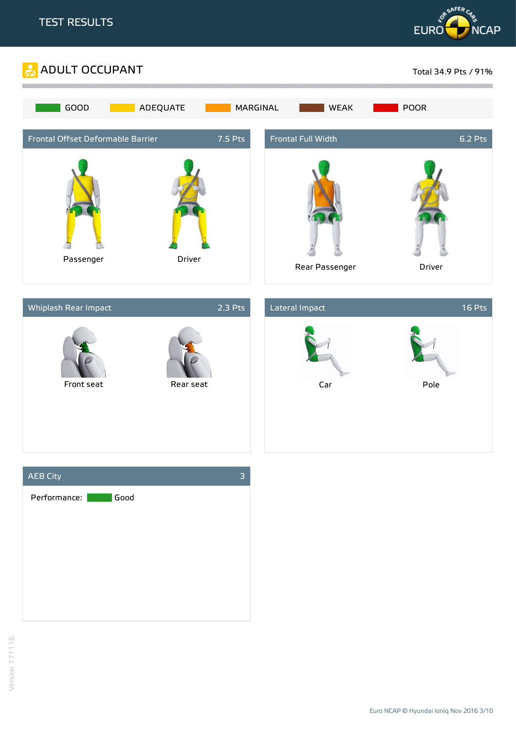TEST RESULTS

## ADULT OCCUPANT

Total 34.9 Pts / 91%

GOOD | ADEQUATE | MARGINAL | WEAK | POOR

### Frontal Offset Deformable Barrier — 7.5 Pts

Passenger

Driver

### Frontal Full Width — 6.2 Pts

Rear Passenger

Driver

### Whiplash Rear Impact — 2.3 Pts

Front seat

Rear seat

### Lateral Impact — 16 Pts

Car

Pole

### AEB City — 3

Performance: Good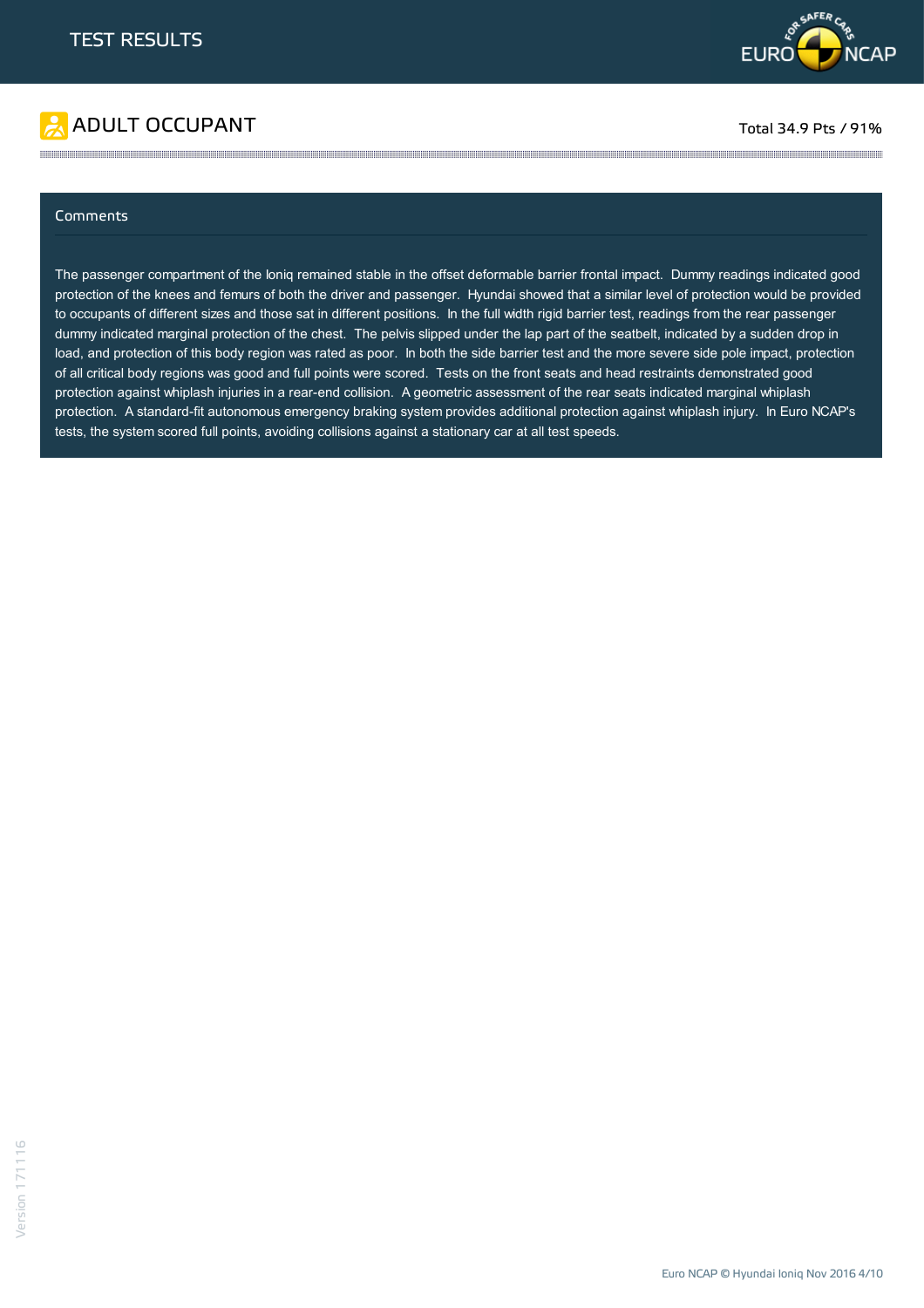# TEST RESULTS

## ADULT OCCUPANT

Total 34.9 Pts / 91%

### Comments

The passenger compartment of the Ioniq remained stable in the offset deformable barrier frontal impact. Dummy readings indicated good protection of the knees and femurs of both the driver and passenger. Hyundai showed that a similar level of protection would be provided to occupants of different sizes and those sat in different positions. In the full width rigid barrier test, readings from the rear passenger dummy indicated marginal protection of the chest. The pelvis slipped under the lap part of the seatbelt, indicated by a sudden drop in load, and protection of this body region was rated as poor. In both the side barrier test and the more severe side pole impact, protection of all critical body regions was good and full points were scored. Tests on the front seats and head restraints demonstrated good protection against whiplash injuries in a rear-end collision. A geometric assessment of the rear seats indicated marginal whiplash protection. A standard-fit autonomous emergency braking system provides additional protection against whiplash injury. In Euro NCAP's tests, the system scored full points, avoiding collisions against a stationary car at all test speeds.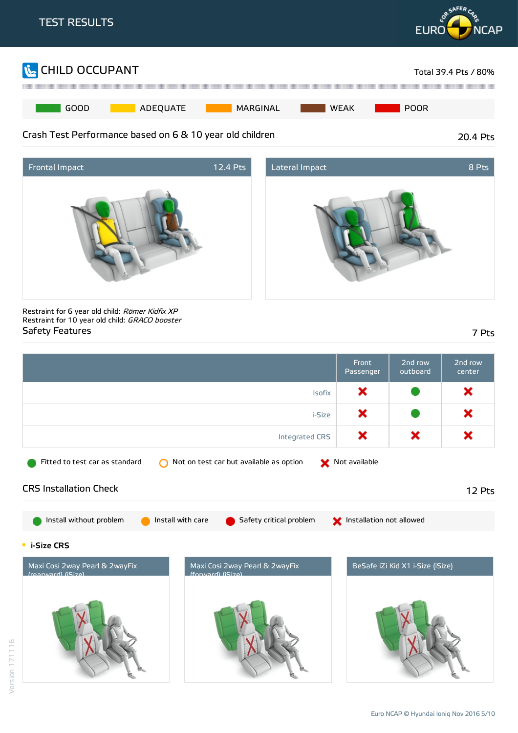# TEST RESULTS

## CHILD OCCUPANT

Total 39.4 Pts / 80%

GOOD | ADEQUATE | MARGINAL | WEAK | POOR

### Crash Test Performance based on 6 & 10 year old children

20.4 Pts

**Frontal Impact** 12.4 Pts

**Lateral Impact** 8 Pts

Restraint for 6 year old child: *Römer Kidfix XP*
Restraint for 10 year old child: *GRACO booster*

### Safety Features

7 Pts

| | Front Passenger | 2nd row outboard | 2nd row center |
|---|---|---|---|
| Isofix | Not available | Fitted to test car as standard | Not available |
| i-Size | Not available | Fitted to test car as standard | Not available |
| Integrated CRS | Not available | Not available | Not available |

Fitted to test car as standard | Not on test car but available as option | Not available

### CRS Installation Check

12 Pts

Install without problem | Install with care | Safety critical problem | Installation not allowed

**i-Size CRS**

Maxi Cosi 2way Pearl & 2wayFix (rearward) (iSize)

Maxi Cosi 2way Pearl & 2wayFix (forward) (iSize)

BeSafe iZi Kid X1 i-Size (iSize)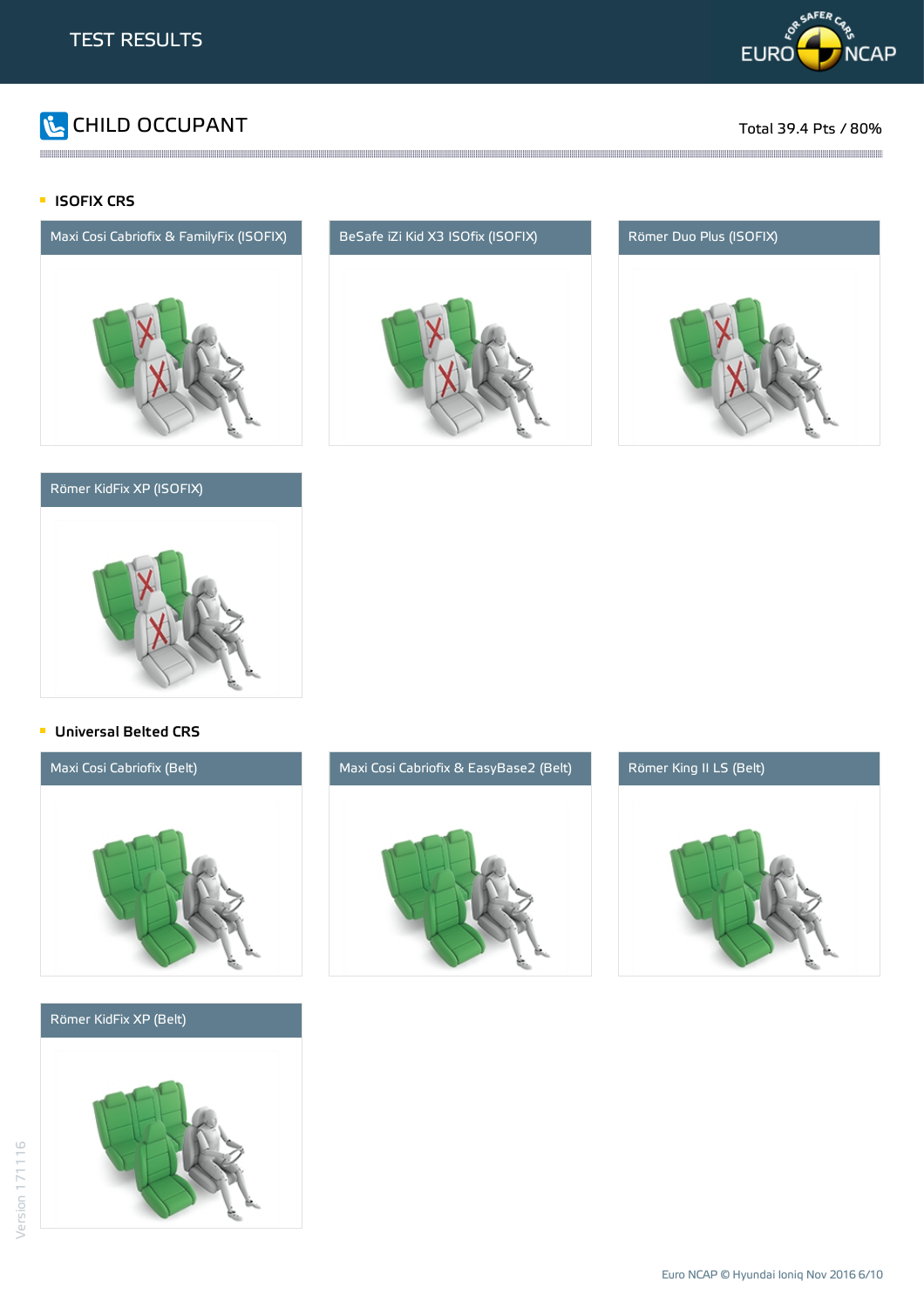## CHILD OCCUPANT

Total 39.4 Pts / 80%

### ISOFIX CRS

Maxi Cosi Cabriofix & FamilyFix (ISOFIX)

BeSafe iZi Kid X3 ISOfix (ISOFIX)

Römer Duo Plus (ISOFIX)

Römer KidFix XP (ISOFIX)

### Universal Belted CRS

Maxi Cosi Cabriofix (Belt)

Maxi Cosi Cabriofix & EasyBase2 (Belt)

Römer King II LS (Belt)

Römer KidFix XP (Belt)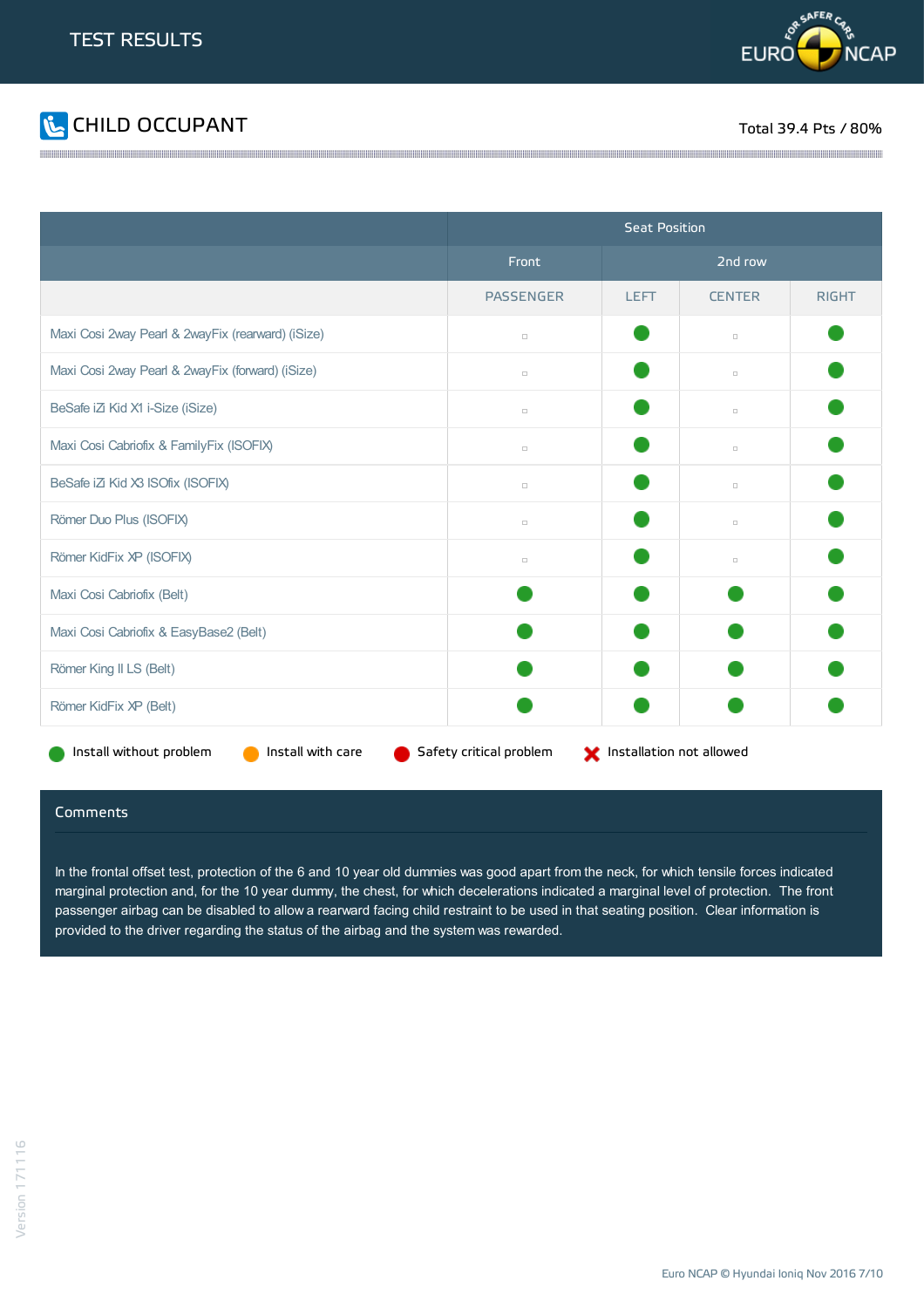# TEST RESULTS

## CHILD OCCUPANT

Total 39.4 Pts / 80%

| | Seat Position | | | |
|---|---|---|---|---|
| | Front | 2nd row | | |
| | PASSENGER | LEFT | CENTER | RIGHT |
| Maxi Cosi 2way Pearl & 2wayFix (rearward) (iSize) | ▫ | ● | ▫ | ● |
| Maxi Cosi 2way Pearl & 2wayFix (forward) (iSize) | ▫ | ● | ▫ | ● |
| BeSafe iZi Kid X1 i-Size (iSize) | ▫ | ● | ▫ | ● |
| Maxi Cosi Cabriofix & FamilyFix (ISOFIX) | ▫ | ● | ▫ | ● |
| BeSafe iZi Kid X3 ISOfix (ISOFIX) | ▫ | ● | ▫ | ● |
| Römer Duo Plus (ISOFIX) | ▫ | ● | ▫ | ● |
| Römer KidFix XP (ISOFIX) | ▫ | ● | ▫ | ● |
| Maxi Cosi Cabriofix (Belt) | ● | ● | ● | ● |
| Maxi Cosi Cabriofix & EasyBase2 (Belt) | ● | ● | ● | ● |
| Römer King II LS (Belt) | ● | ● | ● | ● |
| Römer KidFix XP (Belt) | ● | ● | ● | ● |

● Install without problem  ● Install with care  ● Safety critical problem  ✖ Installation not allowed

(All ● entries in the table are green: Install without problem.)

### Comments

In the frontal offset test, protection of the 6 and 10 year old dummies was good apart from the neck, for which tensile forces indicated marginal protection and, for the 10 year dummy, the chest, for which decelerations indicated a marginal level of protection. The front passenger airbag can be disabled to allow a rearward facing child restraint to be used in that seating position. Clear information is provided to the driver regarding the status of the airbag and the system was rewarded.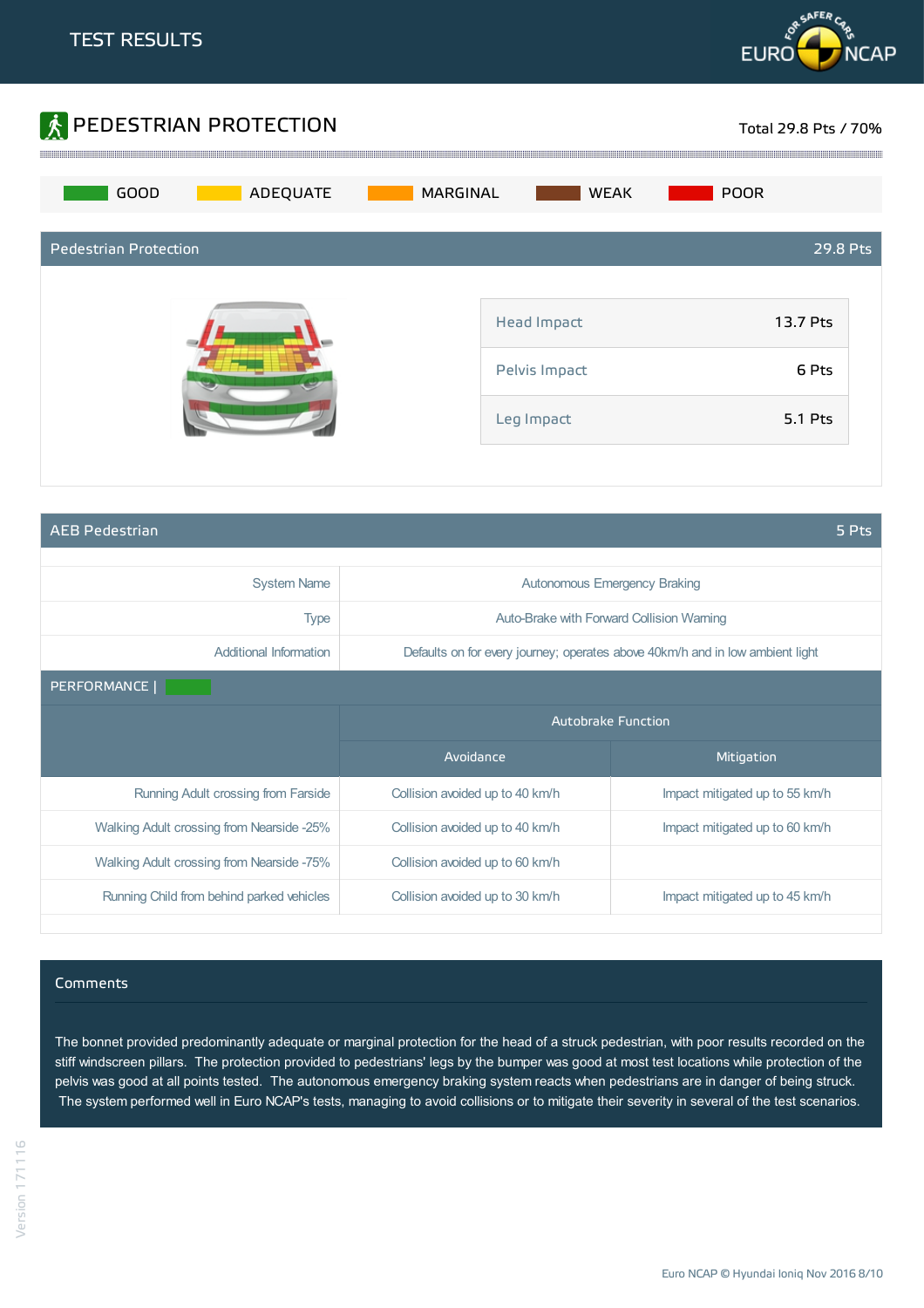TEST RESULTS

## PEDESTRIAN PROTECTION

Total 29.8 Pts / 70%

GOOD | ADEQUATE | MARGINAL | WEAK | POOR

### Pedestrian Protection — 29.8 Pts

| | |
|---|---|
| Head Impact | 13.7 Pts |
| Pelvis Impact | 6 Pts |
| Leg Impact | 5.1 Pts |

### AEB Pedestrian — 5 Pts

| | |
|---|---|
| System Name | Autonomous Emergency Braking |
| Type | Auto-Brake with Forward Collision Warning |
| Additional Information | Defaults on for every journey; operates above 40km/h and in low ambient light |

PERFORMANCE |

| | Autobrake Function | |
|---|---|---|
| | Avoidance | Mitigation |
| Running Adult crossing from Farside | Collision avoided up to 40 km/h | Impact mitigated up to 55 km/h |
| Walking Adult crossing from Nearside -25% | Collision avoided up to 40 km/h | Impact mitigated up to 60 km/h |
| Walking Adult crossing from Nearside -75% | Collision avoided up to 60 km/h | |
| Running Child from behind parked vehicles | Collision avoided up to 30 km/h | Impact mitigated up to 45 km/h |

### Comments

The bonnet provided predominantly adequate or marginal protection for the head of a struck pedestrian, with poor results recorded on the stiff windscreen pillars. The protection provided to pedestrians' legs by the bumper was good at most test locations while protection of the pelvis was good at all points tested. The autonomous emergency braking system reacts when pedestrians are in danger of being struck. The system performed well in Euro NCAP's tests, managing to avoid collisions or to mitigate their severity in several of the test scenarios.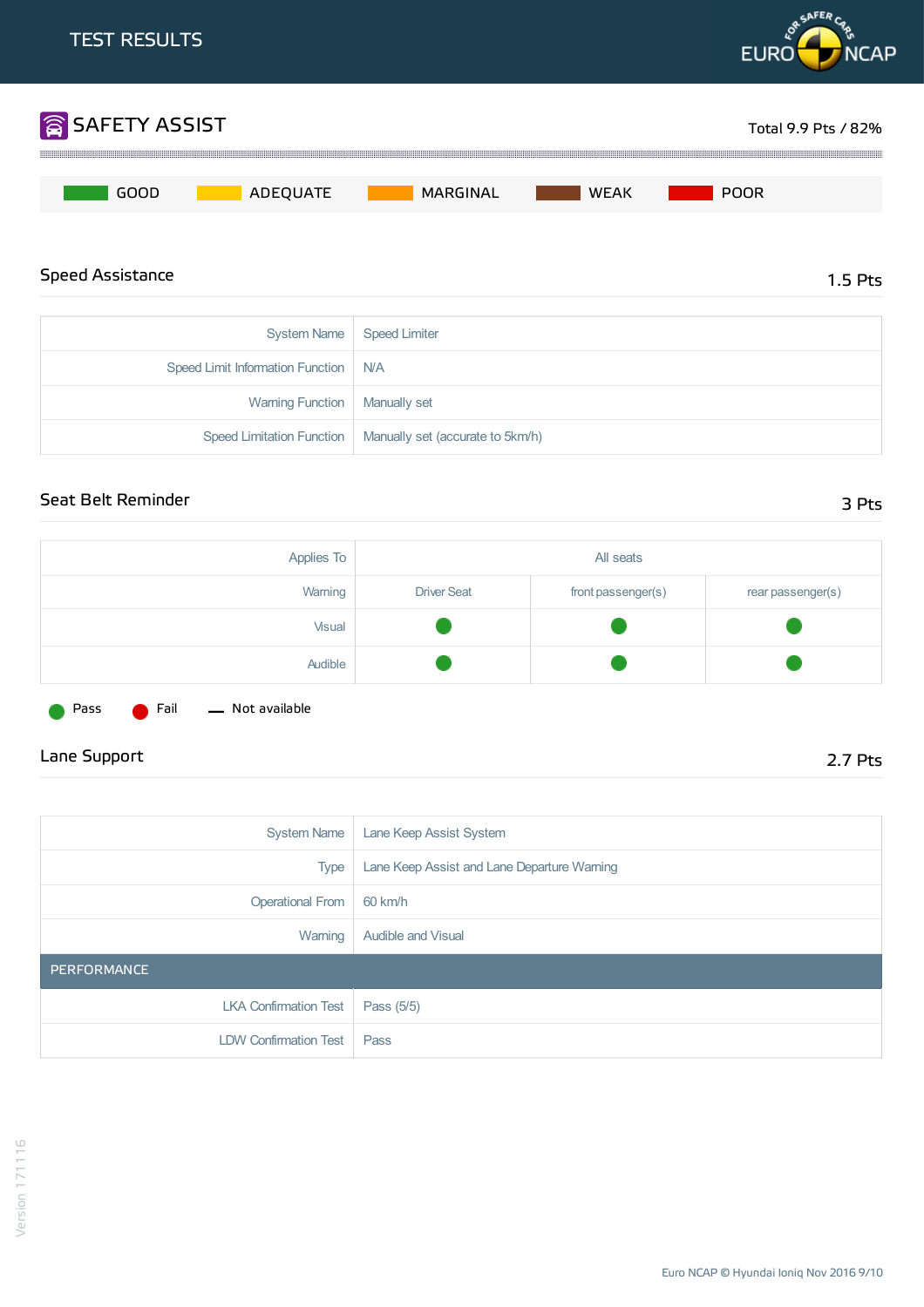TEST RESULTS

# SAFETY ASSIST

Total 9.9 Pts / 82%

GOOD | ADEQUATE | MARGINAL | WEAK | POOR

## Speed Assistance

1.5 Pts

| | |
|---|---|
| System Name | Speed Limiter |
| Speed Limit Information Function | N/A |
| Warning Function | Manually set |
| Speed Limitation Function | Manually set (accurate to 5km/h) |

## Seat Belt Reminder

3 Pts

| Applies To | All seats | | |
|---|---|---|---|
| Warning | Driver Seat | front passenger(s) | rear passenger(s) |
| Visual | Pass | Pass | Pass |
| Audible | Pass | Pass | Pass |

Pass | Fail | Not available

## Lane Support

2.7 Pts

| | |
|---|---|
| System Name | Lane Keep Assist System |
| Type | Lane Keep Assist and Lane Departure Warning |
| Operational From | 60 km/h |
| Warning | Audible and Visual |
| **PERFORMANCE** | |
| LKA Confirmation Test | Pass (5/5) |
| LDW Confirmation Test | Pass |

Version 171116

Euro NCAP © Hyundai Ioniq Nov 2016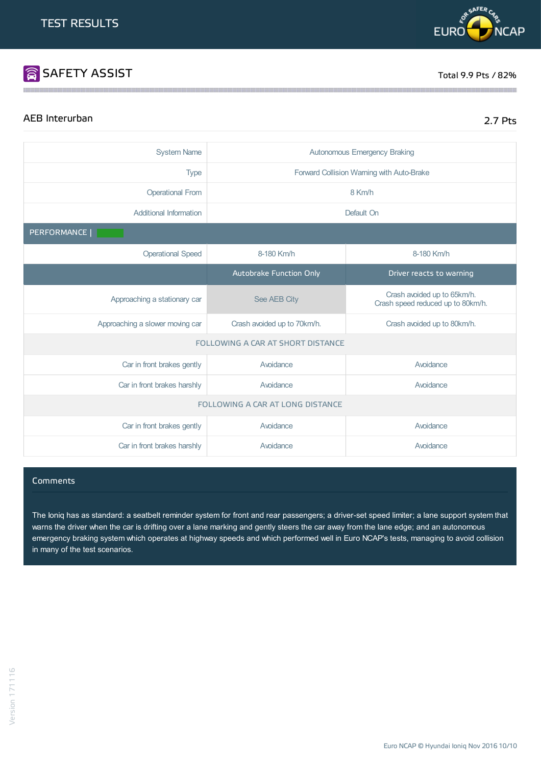TEST RESULTS

## SAFETY ASSIST

Total 9.9 Pts / 82%

### AEB Interurban

2.7 Pts

| | | |
|---|---|---|
| System Name | Autonomous Emergency Braking | |
| Type | Forward Collision Warning with Auto-Brake | |
| Operational From | 8 Km/h | |
| Additional Information | Default On | |
| PERFORMANCE \| | | |
| Operational Speed | 8-180 Km/h | 8-180 Km/h |
| | Autobrake Function Only | Driver reacts to warning |
| Approaching a stationary car | See AEB City | Crash avoided up to 65km/h. Crash speed reduced up to 80km/h. |
| Approaching a slower moving car | Crash avoided up to 70km/h. | Crash avoided up to 80km/h. |
| FOLLOWING A CAR AT SHORT DISTANCE | | |
| Car in front brakes gently | Avoidance | Avoidance |
| Car in front brakes harshly | Avoidance | Avoidance |
| FOLLOWING A CAR AT LONG DISTANCE | | |
| Car in front brakes gently | Avoidance | Avoidance |
| Car in front brakes harshly | Avoidance | Avoidance |

### Comments

The Ioniq has as standard: a seatbelt reminder system for front and rear passengers; a driver-set speed limiter; a lane support system that warns the driver when the car is drifting over a lane marking and gently steers the car away from the lane edge; and an autonomous emergency braking system which operates at highway speeds and which performed well in Euro NCAP's tests, managing to avoid collision in many of the test scenarios.

Version 171116

Euro NCAP © Hyundai Ioniq Nov 2016